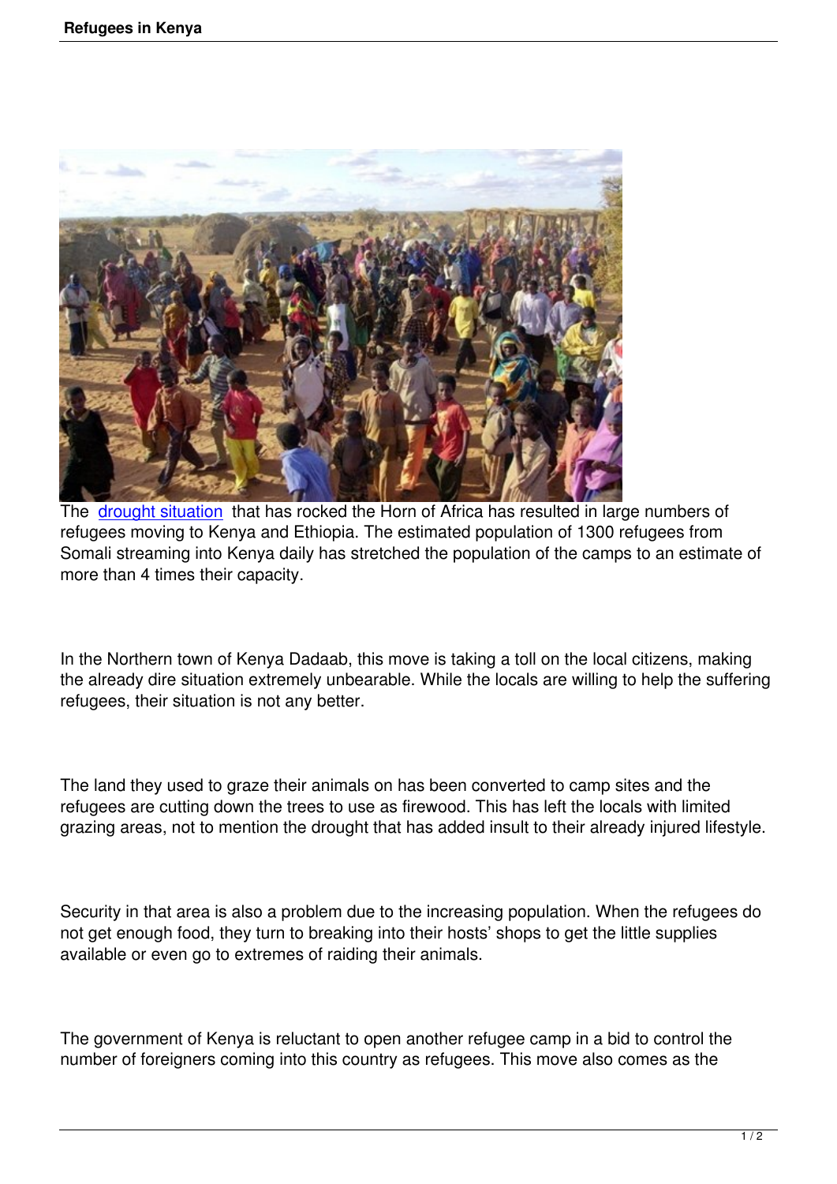The drought situation that has rocked the Horn of Africa has resulted in large numbers of refugees moving to Kenya and Ethiopia. The estimated population of 1300 refugees from Somali streaming into Kenya daily has stretched the population of the camps to an estimate of more than 4 times their capacity.

In the Northern town of Kenya Dadaab, this move is taking a toll on the local citizens, making the already dire situation extremely unbearable. While the locals are willing to help the suffering refugees, their situation is not any better.

The land they used to graze their animals on has been converted to camp sites and the refugees are cutting down the trees to use as firewood. This has left the locals with limited grazing areas, not to mention the drought that has added insult to their already injured lifestyle.

Security in that area is also a problem due to the increasing population. When the refugees do not get enough food, they turn to breaking into their hosts' shops to get the little supplies available or even go to extremes of raiding their animals.

The government of Kenya is reluctant to open another refugee camp in a bid to control the number of foreigners coming into this country as refugees. This move also comes as the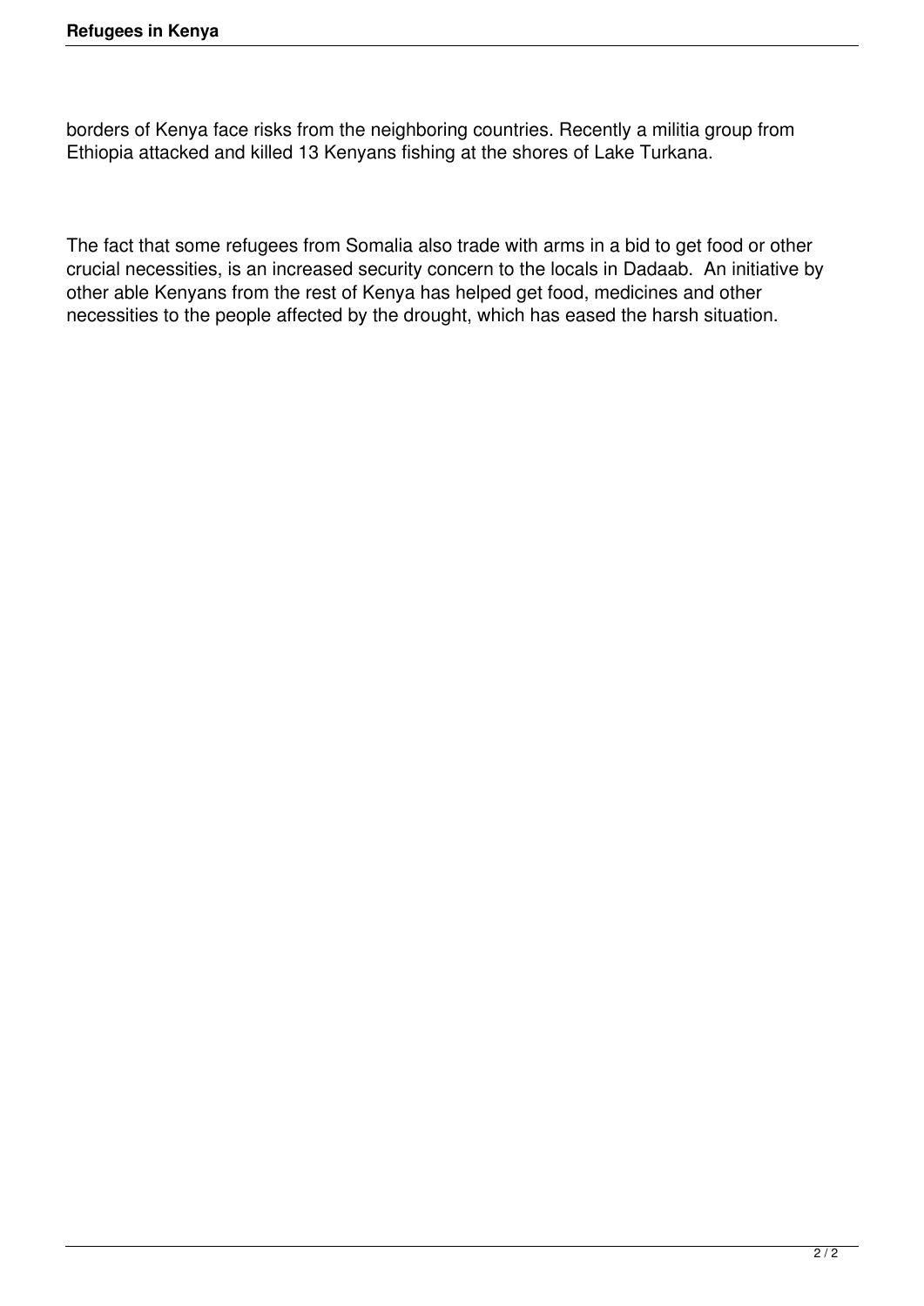borders of Kenya face risks from the neighboring countries. Recently a militia group from Ethiopia attacked and killed 13 Kenyans fishing at the shores of Lake Turkana.

The fact that some refugees from Somalia also trade with arms in a bid to get food or other crucial necessities, is an increased security concern to the locals in Dadaab. An initiative by other able Kenyans from the rest of Kenya has helped get food, medicines and other necessities to the people affected by the drought, which has eased the harsh situation.